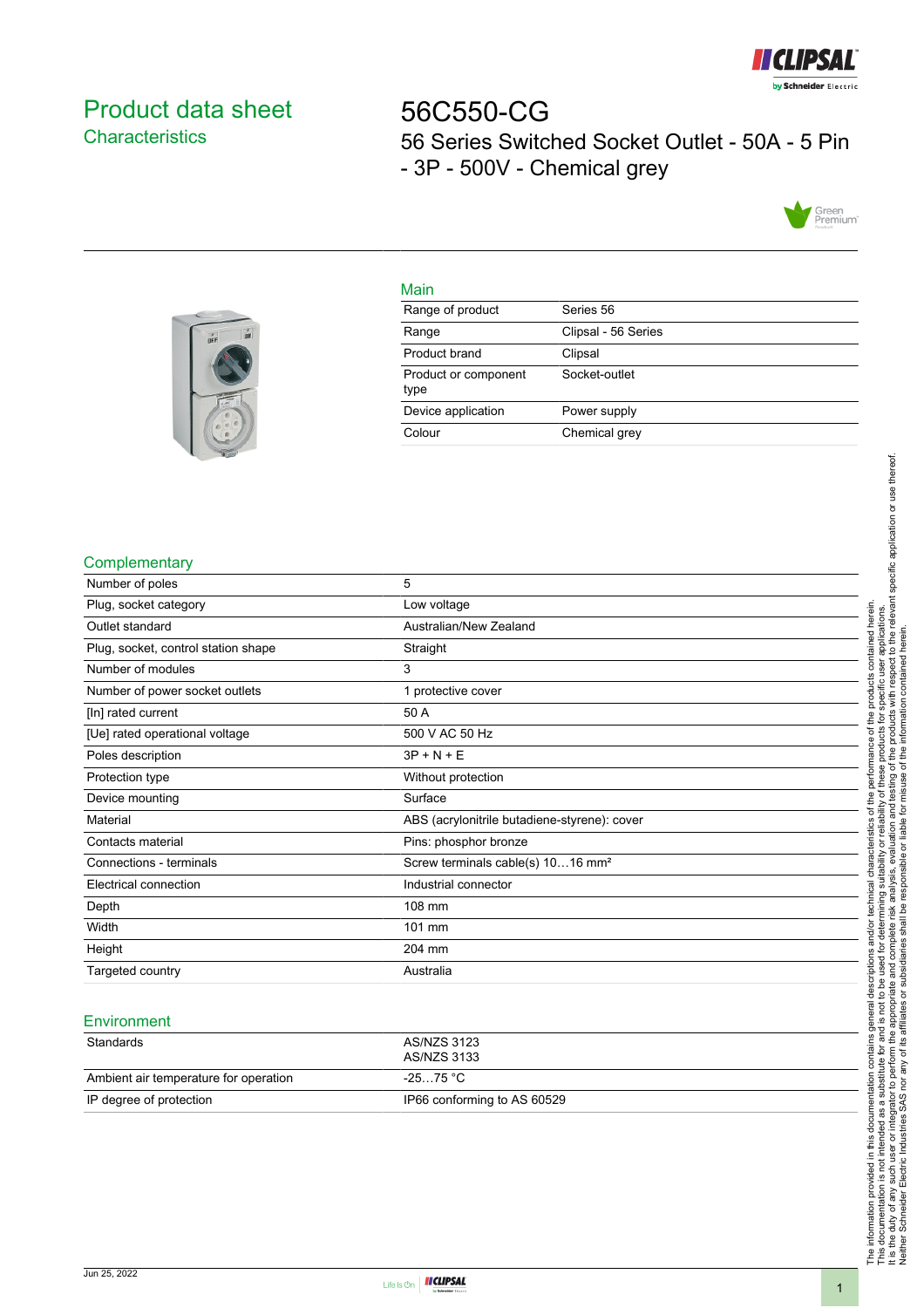# Product data sheet
## Characteristics

# 56C550-CG
## 56 Series Switched Socket Outlet - 50A - 5 Pin - 3P - 500V - Chemical grey

### Main

| | |
|---|---|
| Range of product | Series 56 |
| Range | Clipsal - 56 Series |
| Product brand | Clipsal |
| Product or component type | Socket-outlet |
| Device application | Power supply |
| Colour | Chemical grey |

### Complementary

| | |
|---|---|
| Number of poles | 5 |
| Plug, socket category | Low voltage |
| Outlet standard | Australian/New Zealand |
| Plug, socket, control station shape | Straight |
| Number of modules | 3 |
| Number of power socket outlets | 1 protective cover |
| [In] rated current | 50 A |
| [Ue] rated operational voltage | 500 V AC 50 Hz |
| Poles description | 3P + N + E |
| Protection type | Without protection |
| Device mounting | Surface |
| Material | ABS (acrylonitrile butadiene-styrene): cover |
| Contacts material | Pins: phosphor bronze |
| Connections - terminals | Screw terminals cable(s) 10…16 mm² |
| Electrical connection | Industrial connector |
| Depth | 108 mm |
| Width | 101 mm |
| Height | 204 mm |
| Targeted country | Australia |

### Environment

| | |
|---|---|
| Standards | AS/NZS 3123<br>AS/NZS 3133 |
| Ambient air temperature for operation | -25…75 °C |
| IP degree of protection | IP66 conforming to AS 60529 |

The information provided in this documentation contains general descriptions and/or technical characteristics of the performance of the products contained herein.
This documentation is not intended as a substitute for and is not to be used for determining suitability or reliability of these products for specific user applications.
It is the duty of any such user or integrator to perform the appropriate and complete risk analysis, evaluation and testing of the products with respect to the relevant specific application or use thereof.
Neither Schneider Electric Industries SAS nor any of its affiliates or subsidiaries shall be responsible or liable for misuse of the information contained herein.

Jun 25, 2022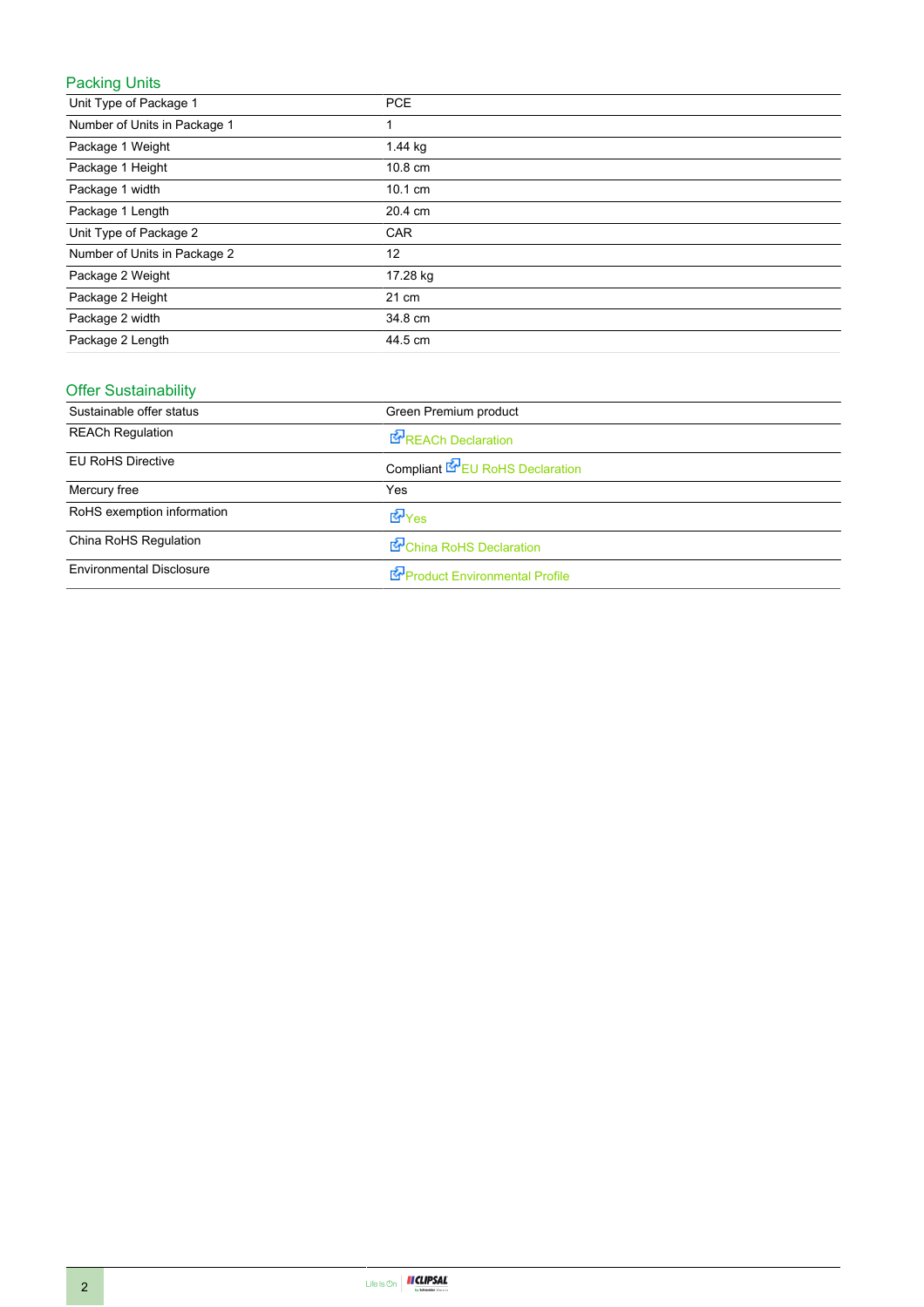## Packing Units

| | |
|---|---|
| Unit Type of Package 1 | PCE |
| Number of Units in Package 1 | 1 |
| Package 1 Weight | 1.44 kg |
| Package 1 Height | 10.8 cm |
| Package 1 width | 10.1 cm |
| Package 1 Length | 20.4 cm |
| Unit Type of Package 2 | CAR |
| Number of Units in Package 2 | 12 |
| Package 2 Weight | 17.28 kg |
| Package 2 Height | 21 cm |
| Package 2 width | 34.8 cm |
| Package 2 Length | 44.5 cm |

## Offer Sustainability

| | |
|---|---|
| Sustainable offer status | Green Premium product |
| REACh Regulation | REACh Declaration |
| EU RoHS Directive | Compliant EU RoHS Declaration |
| Mercury free | Yes |
| RoHS exemption information | Yes |
| China RoHS Regulation | China RoHS Declaration |
| Environmental Disclosure | Product Environmental Profile |